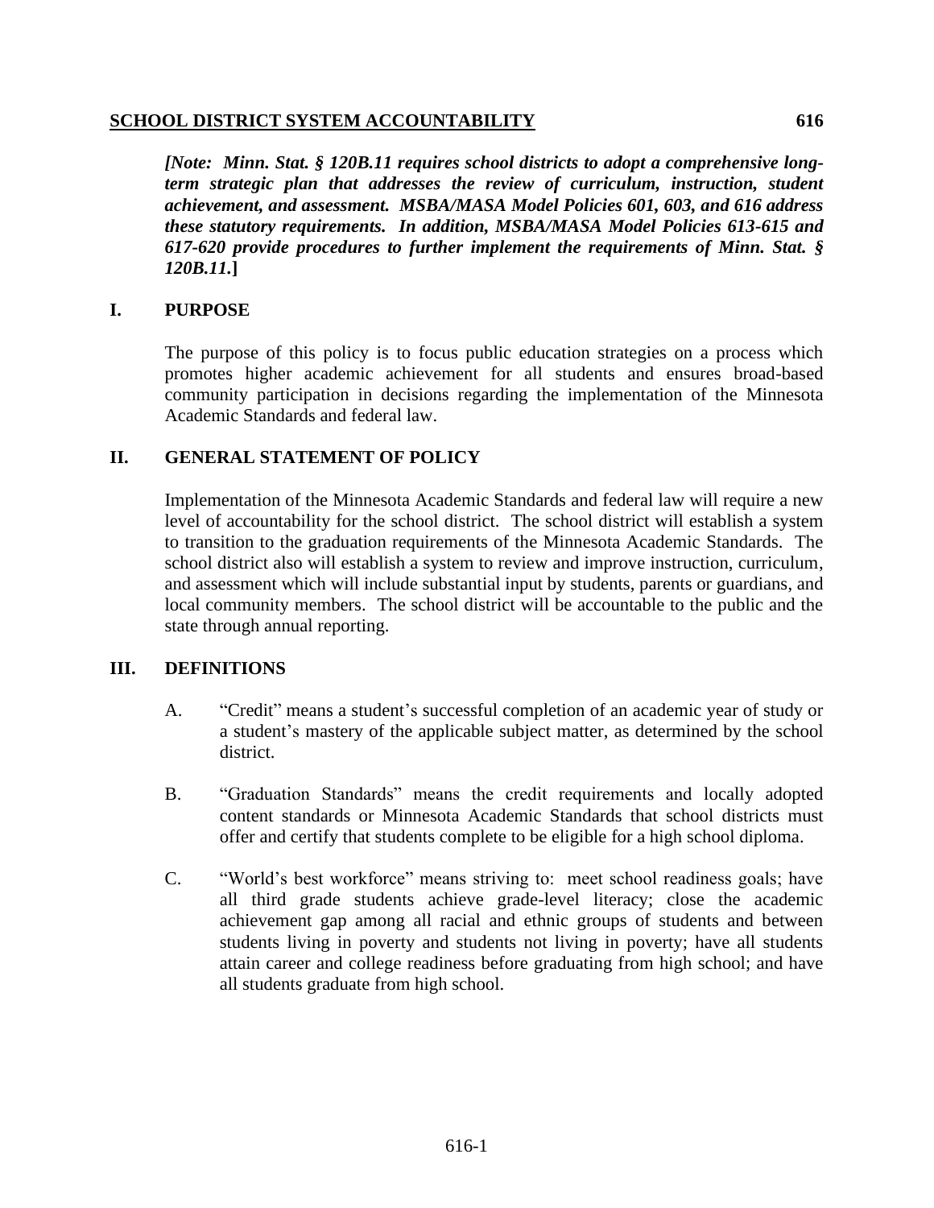# SCHOOL DISTRICT SYSTEM ACCOUNTABILITY 616

***[Note: Minn. Stat. § 120B.11 requires school districts to adopt a comprehensive long-term strategic plan that addresses the review of curriculum, instruction, student achievement, and assessment. MSBA/MASA Model Policies 601, 603, and 616 address these statutory requirements. In addition, MSBA/MASA Model Policies 613-615 and 617-620 provide procedures to further implement the requirements of Minn. Stat. § 120B.11.*]**

## I. PURPOSE

The purpose of this policy is to focus public education strategies on a process which promotes higher academic achievement for all students and ensures broad-based community participation in decisions regarding the implementation of the Minnesota Academic Standards and federal law.

## II. GENERAL STATEMENT OF POLICY

Implementation of the Minnesota Academic Standards and federal law will require a new level of accountability for the school district. The school district will establish a system to transition to the graduation requirements of the Minnesota Academic Standards. The school district also will establish a system to review and improve instruction, curriculum, and assessment which will include substantial input by students, parents or guardians, and local community members. The school district will be accountable to the public and the state through annual reporting.

## III. DEFINITIONS

A. "Credit" means a student's successful completion of an academic year of study or a student's mastery of the applicable subject matter, as determined by the school district.

B. "Graduation Standards" means the credit requirements and locally adopted content standards or Minnesota Academic Standards that school districts must offer and certify that students complete to be eligible for a high school diploma.

C. "World's best workforce" means striving to: meet school readiness goals; have all third grade students achieve grade-level literacy; close the academic achievement gap among all racial and ethnic groups of students and between students living in poverty and students not living in poverty; have all students attain career and college readiness before graduating from high school; and have all students graduate from high school.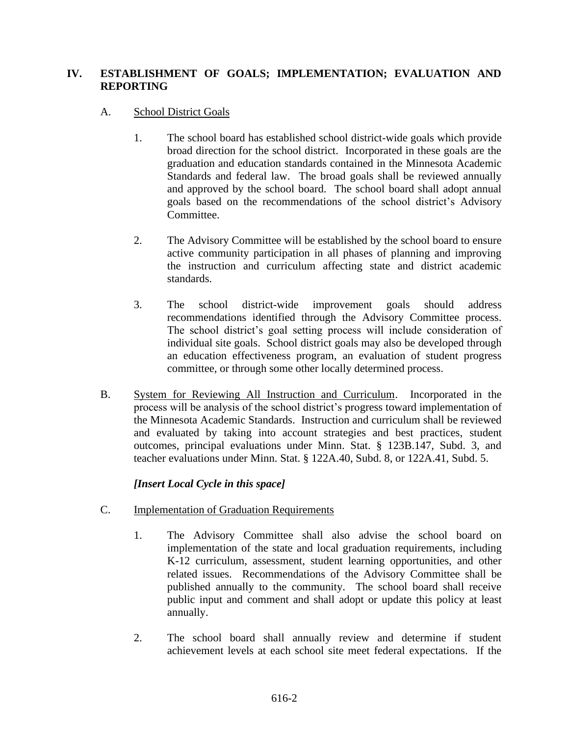## IV. ESTABLISHMENT OF GOALS; IMPLEMENTATION; EVALUATION AND REPORTING

A. School District Goals

1. The school board has established school district-wide goals which provide broad direction for the school district. Incorporated in these goals are the graduation and education standards contained in the Minnesota Academic Standards and federal law. The broad goals shall be reviewed annually and approved by the school board. The school board shall adopt annual goals based on the recommendations of the school district's Advisory Committee.

2. The Advisory Committee will be established by the school board to ensure active community participation in all phases of planning and improving the instruction and curriculum affecting state and district academic standards.

3. The school district-wide improvement goals should address recommendations identified through the Advisory Committee process. The school district's goal setting process will include consideration of individual site goals. School district goals may also be developed through an education effectiveness program, an evaluation of student progress committee, or through some other locally determined process.

B. System for Reviewing All Instruction and Curriculum. Incorporated in the process will be analysis of the school district's progress toward implementation of the Minnesota Academic Standards. Instruction and curriculum shall be reviewed and evaluated by taking into account strategies and best practices, student outcomes, principal evaluations under Minn. Stat. § 123B.147, Subd. 3, and teacher evaluations under Minn. Stat. § 122A.40, Subd. 8, or 122A.41, Subd. 5.

***[Insert Local Cycle in this space]***

C. Implementation of Graduation Requirements

1. The Advisory Committee shall also advise the school board on implementation of the state and local graduation requirements, including K-12 curriculum, assessment, student learning opportunities, and other related issues. Recommendations of the Advisory Committee shall be published annually to the community. The school board shall receive public input and comment and shall adopt or update this policy at least annually.

2. The school board shall annually review and determine if student achievement levels at each school site meet federal expectations. If the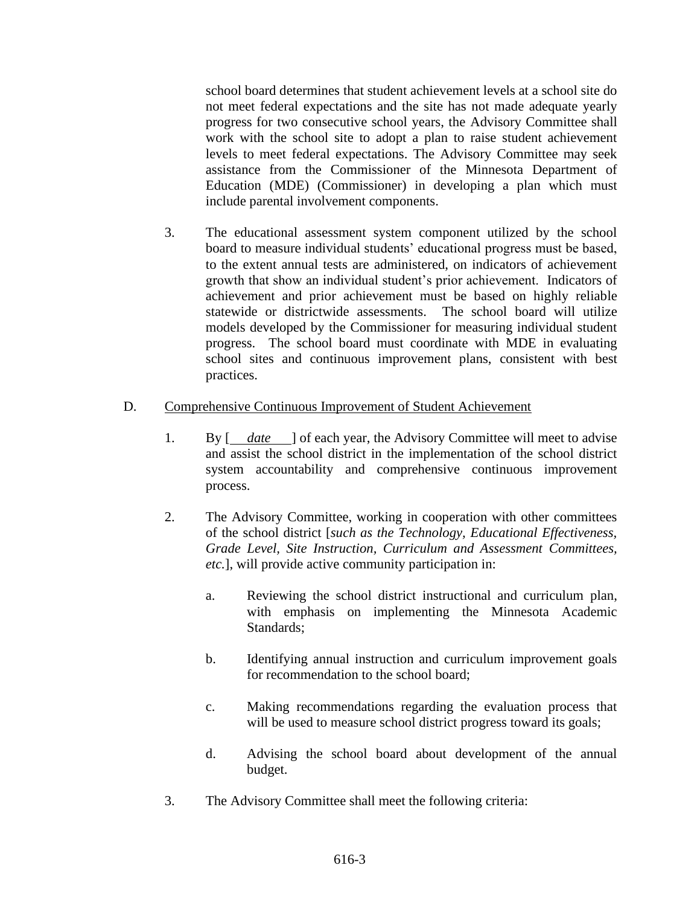school board determines that student achievement levels at a school site do not meet federal expectations and the site has not made adequate yearly progress for two consecutive school years, the Advisory Committee shall work with the school site to adopt a plan to raise student achievement levels to meet federal expectations. The Advisory Committee may seek assistance from the Commissioner of the Minnesota Department of Education (MDE) (Commissioner) in developing a plan which must include parental involvement components.

3. The educational assessment system component utilized by the school board to measure individual students' educational progress must be based, to the extent annual tests are administered, on indicators of achievement growth that show an individual student's prior achievement. Indicators of achievement and prior achievement must be based on highly reliable statewide or districtwide assessments. The school board will utilize models developed by the Commissioner for measuring individual student progress. The school board must coordinate with MDE in evaluating school sites and continuous improvement plans, consistent with best practices.

D. Comprehensive Continuous Improvement of Student Achievement

1. By [ *date* ] of each year, the Advisory Committee will meet to advise and assist the school district in the implementation of the school district system accountability and comprehensive continuous improvement process.

2. The Advisory Committee, working in cooperation with other committees of the school district [*such as the Technology, Educational Effectiveness, Grade Level, Site Instruction, Curriculum and Assessment Committees, etc.*], will provide active community participation in:

   a. Reviewing the school district instructional and curriculum plan, with emphasis on implementing the Minnesota Academic Standards;

   b. Identifying annual instruction and curriculum improvement goals for recommendation to the school board;

   c. Making recommendations regarding the evaluation process that will be used to measure school district progress toward its goals;

   d. Advising the school board about development of the annual budget.

3. The Advisory Committee shall meet the following criteria: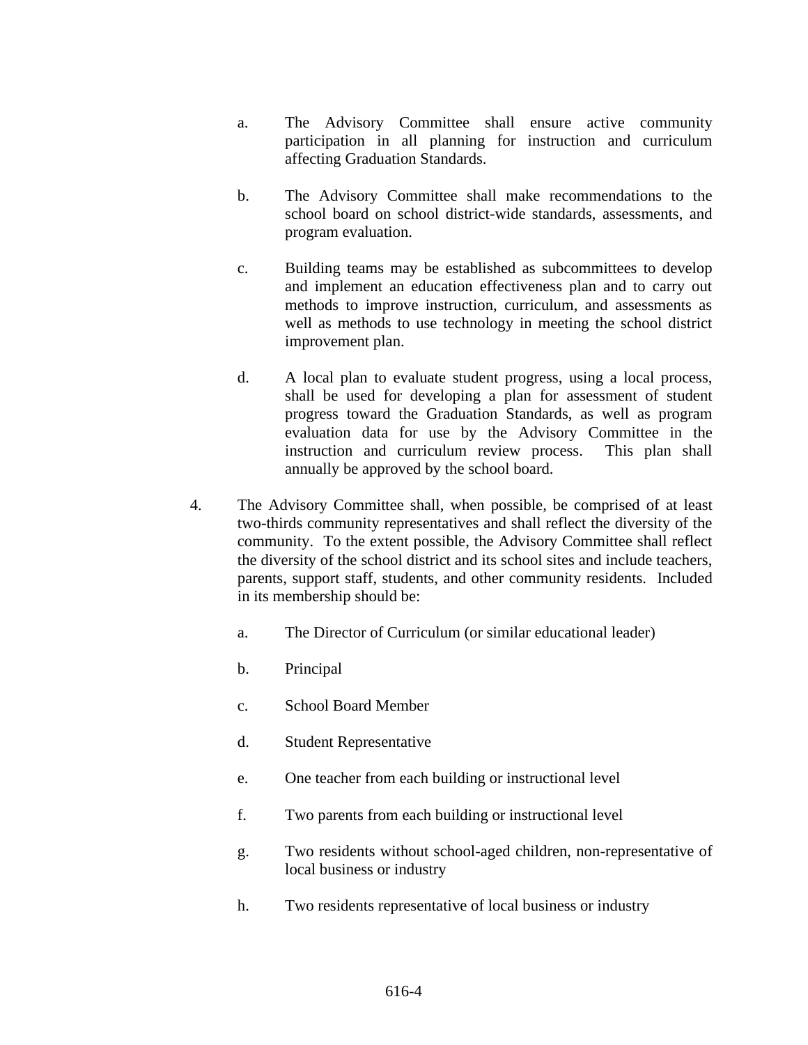a. The Advisory Committee shall ensure active community participation in all planning for instruction and curriculum affecting Graduation Standards.

b. The Advisory Committee shall make recommendations to the school board on school district-wide standards, assessments, and program evaluation.

c. Building teams may be established as subcommittees to develop and implement an education effectiveness plan and to carry out methods to improve instruction, curriculum, and assessments as well as methods to use technology in meeting the school district improvement plan.

d. A local plan to evaluate student progress, using a local process, shall be used for developing a plan for assessment of student progress toward the Graduation Standards, as well as program evaluation data for use by the Advisory Committee in the instruction and curriculum review process. This plan shall annually be approved by the school board.

4. The Advisory Committee shall, when possible, be comprised of at least two-thirds community representatives and shall reflect the diversity of the community. To the extent possible, the Advisory Committee shall reflect the diversity of the school district and its school sites and include teachers, parents, support staff, students, and other community residents. Included in its membership should be:

   a. The Director of Curriculum (or similar educational leader)

   b. Principal

   c. School Board Member

   d. Student Representative

   e. One teacher from each building or instructional level

   f. Two parents from each building or instructional level

   g. Two residents without school-aged children, non-representative of local business or industry

   h. Two residents representative of local business or industry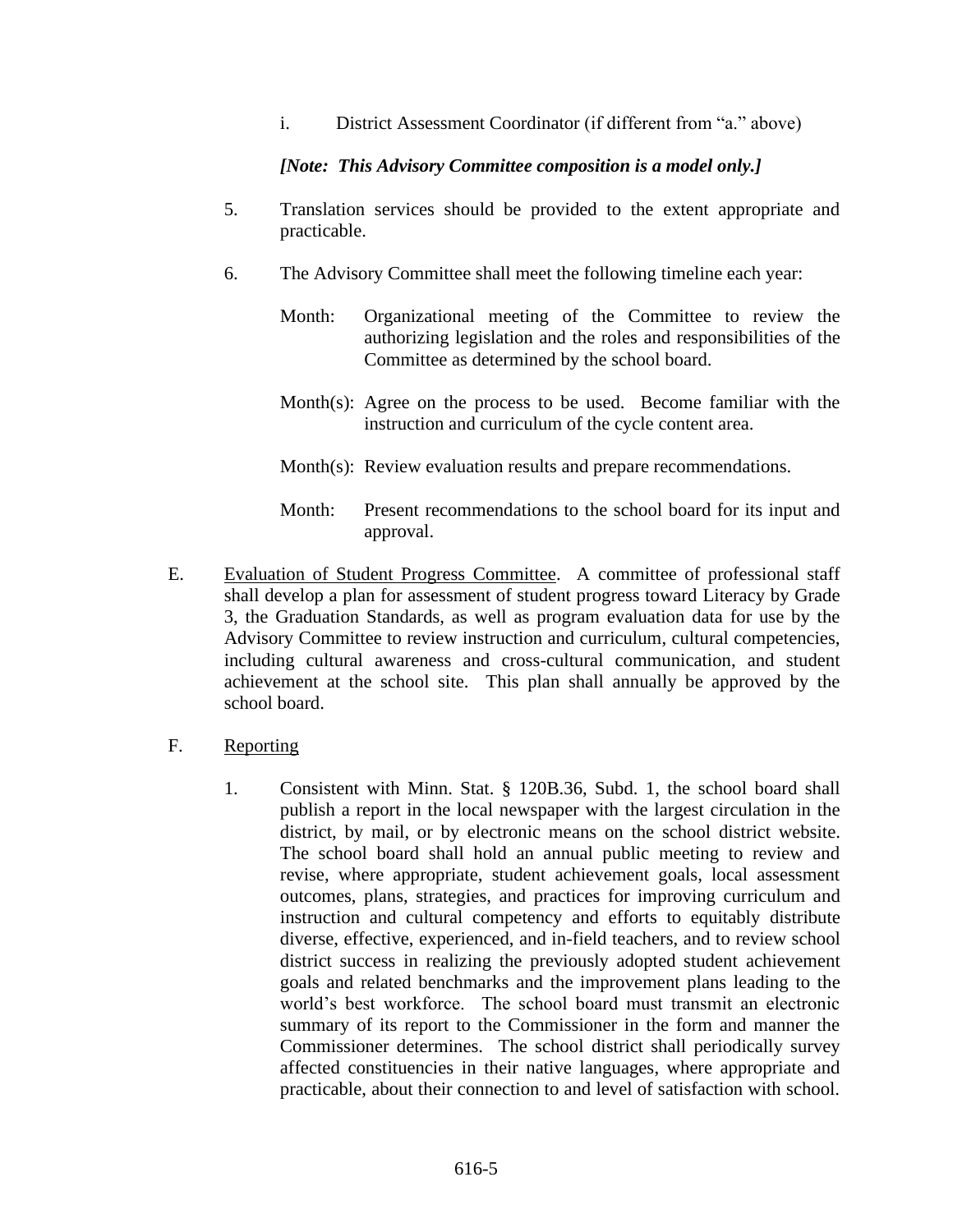i. District Assessment Coordinator (if different from "a." above)

***[Note: This Advisory Committee composition is a model only.]***

5. Translation services should be provided to the extent appropriate and practicable.

6. The Advisory Committee shall meet the following timeline each year:

   Month: Organizational meeting of the Committee to review the authorizing legislation and the roles and responsibilities of the Committee as determined by the school board.

   Month(s): Agree on the process to be used. Become familiar with the instruction and curriculum of the cycle content area.

   Month(s): Review evaluation results and prepare recommendations.

   Month: Present recommendations to the school board for its input and approval.

E. Evaluation of Student Progress Committee. A committee of professional staff shall develop a plan for assessment of student progress toward Literacy by Grade 3, the Graduation Standards, as well as program evaluation data for use by the Advisory Committee to review instruction and curriculum, cultural competencies, including cultural awareness and cross-cultural communication, and student achievement at the school site. This plan shall annually be approved by the school board.

F. Reporting

1. Consistent with Minn. Stat. § 120B.36, Subd. 1, the school board shall publish a report in the local newspaper with the largest circulation in the district, by mail, or by electronic means on the school district website. The school board shall hold an annual public meeting to review and revise, where appropriate, student achievement goals, local assessment outcomes, plans, strategies, and practices for improving curriculum and instruction and cultural competency and efforts to equitably distribute diverse, effective, experienced, and in-field teachers, and to review school district success in realizing the previously adopted student achievement goals and related benchmarks and the improvement plans leading to the world's best workforce. The school board must transmit an electronic summary of its report to the Commissioner in the form and manner the Commissioner determines. The school district shall periodically survey affected constituencies in their native languages, where appropriate and practicable, about their connection to and level of satisfaction with school.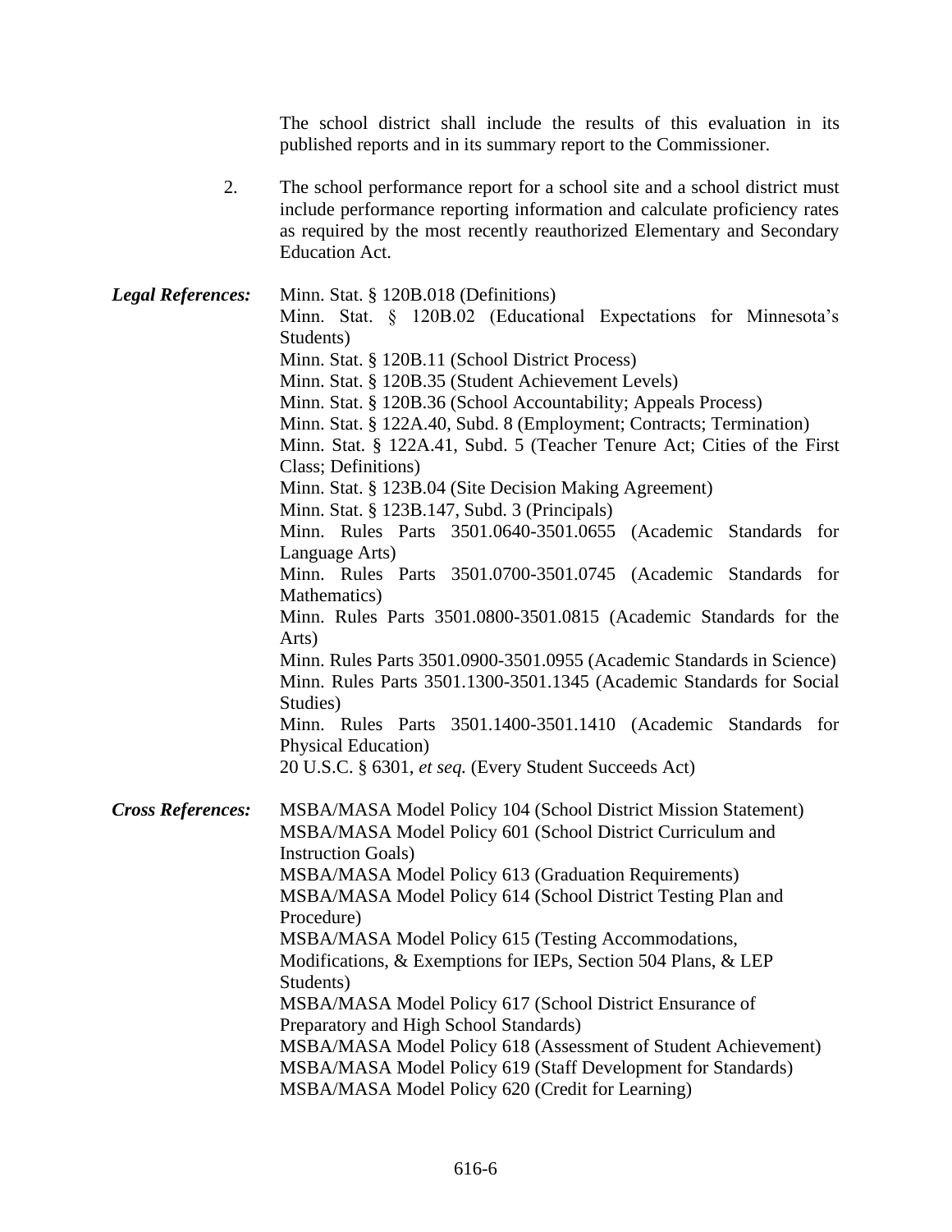The school district shall include the results of this evaluation in its published reports and in its summary report to the Commissioner.

2. The school performance report for a school site and a school district must include performance reporting information and calculate proficiency rates as required by the most recently reauthorized Elementary and Secondary Education Act.

***Legal References:***

Minn. Stat. § 120B.018 (Definitions)
Minn. Stat. § 120B.02 (Educational Expectations for Minnesota's Students)
Minn. Stat. § 120B.11 (School District Process)
Minn. Stat. § 120B.35 (Student Achievement Levels)
Minn. Stat. § 120B.36 (School Accountability; Appeals Process)
Minn. Stat. § 122A.40, Subd. 8 (Employment; Contracts; Termination)
Minn. Stat. § 122A.41, Subd. 5 (Teacher Tenure Act; Cities of the First Class; Definitions)
Minn. Stat. § 123B.04 (Site Decision Making Agreement)
Minn. Stat. § 123B.147, Subd. 3 (Principals)
Minn. Rules Parts 3501.0640-3501.0655 (Academic Standards for Language Arts)
Minn. Rules Parts 3501.0700-3501.0745 (Academic Standards for Mathematics)
Minn. Rules Parts 3501.0800-3501.0815 (Academic Standards for the Arts)
Minn. Rules Parts 3501.0900-3501.0955 (Academic Standards in Science)
Minn. Rules Parts 3501.1300-3501.1345 (Academic Standards for Social Studies)
Minn. Rules Parts 3501.1400-3501.1410 (Academic Standards for Physical Education)
20 U.S.C. § 6301, *et seq.* (Every Student Succeeds Act)

***Cross References:***

MSBA/MASA Model Policy 104 (School District Mission Statement)
MSBA/MASA Model Policy 601 (School District Curriculum and Instruction Goals)
MSBA/MASA Model Policy 613 (Graduation Requirements)
MSBA/MASA Model Policy 614 (School District Testing Plan and Procedure)
MSBA/MASA Model Policy 615 (Testing Accommodations, Modifications, & Exemptions for IEPs, Section 504 Plans, & LEP Students)
MSBA/MASA Model Policy 617 (School District Ensurance of Preparatory and High School Standards)
MSBA/MASA Model Policy 618 (Assessment of Student Achievement)
MSBA/MASA Model Policy 619 (Staff Development for Standards)
MSBA/MASA Model Policy 620 (Credit for Learning)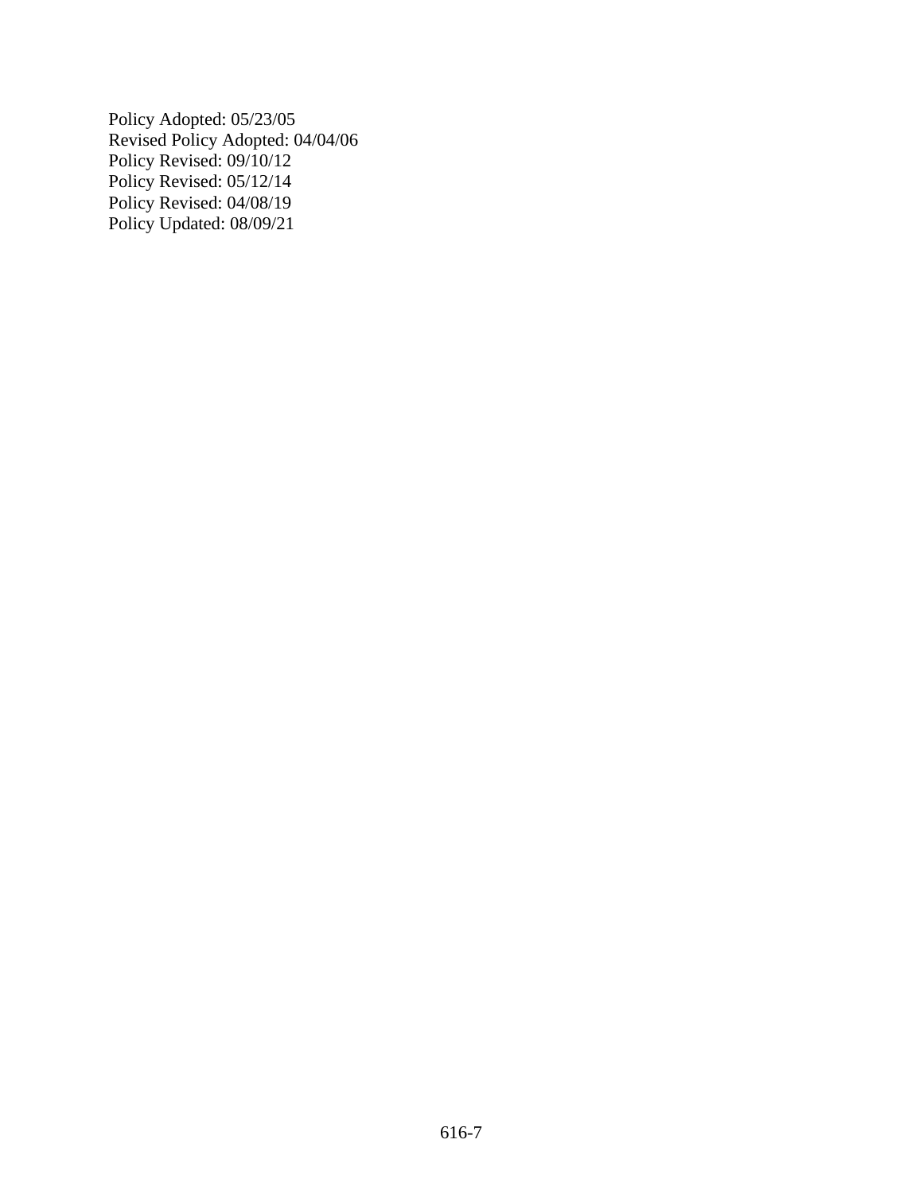Policy Adopted: 05/23/05
Revised Policy Adopted: 04/04/06
Policy Revised: 09/10/12
Policy Revised: 05/12/14
Policy Revised: 04/08/19
Policy Updated: 08/09/21